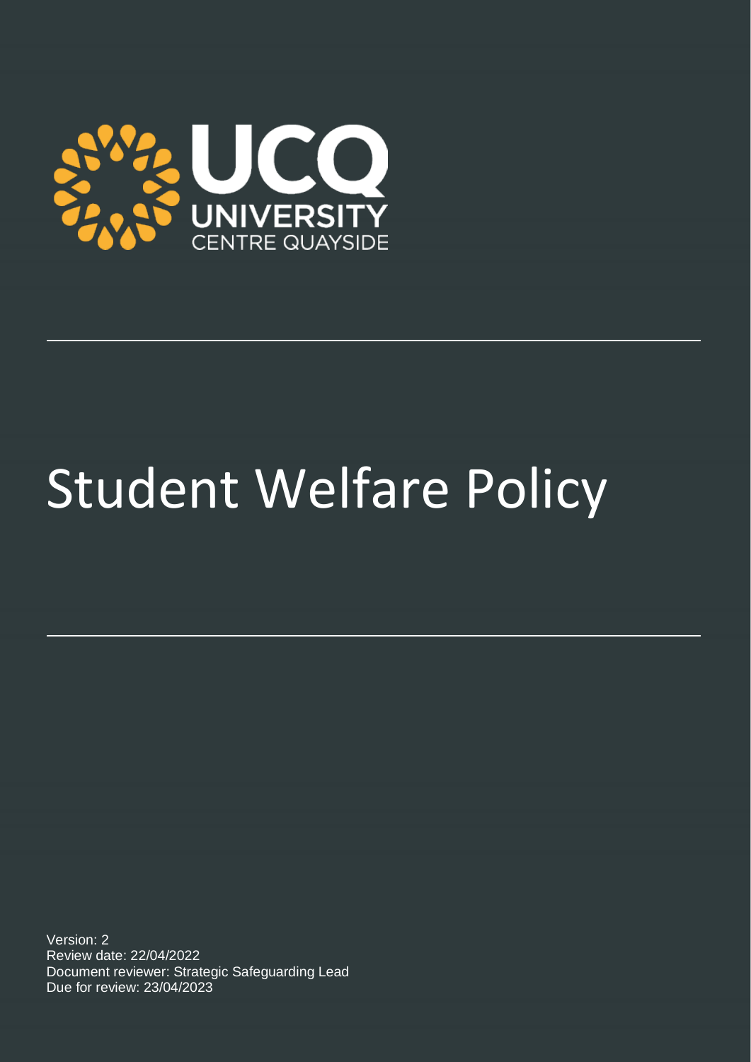UCQ

UNIVERSITY CENTRE QUAYSIDE

# Student Welfare Policy

Version: 2
Review date: 22/04/2022
Document reviewer: Strategic Safeguarding Lead
Due for review: 23/04/2023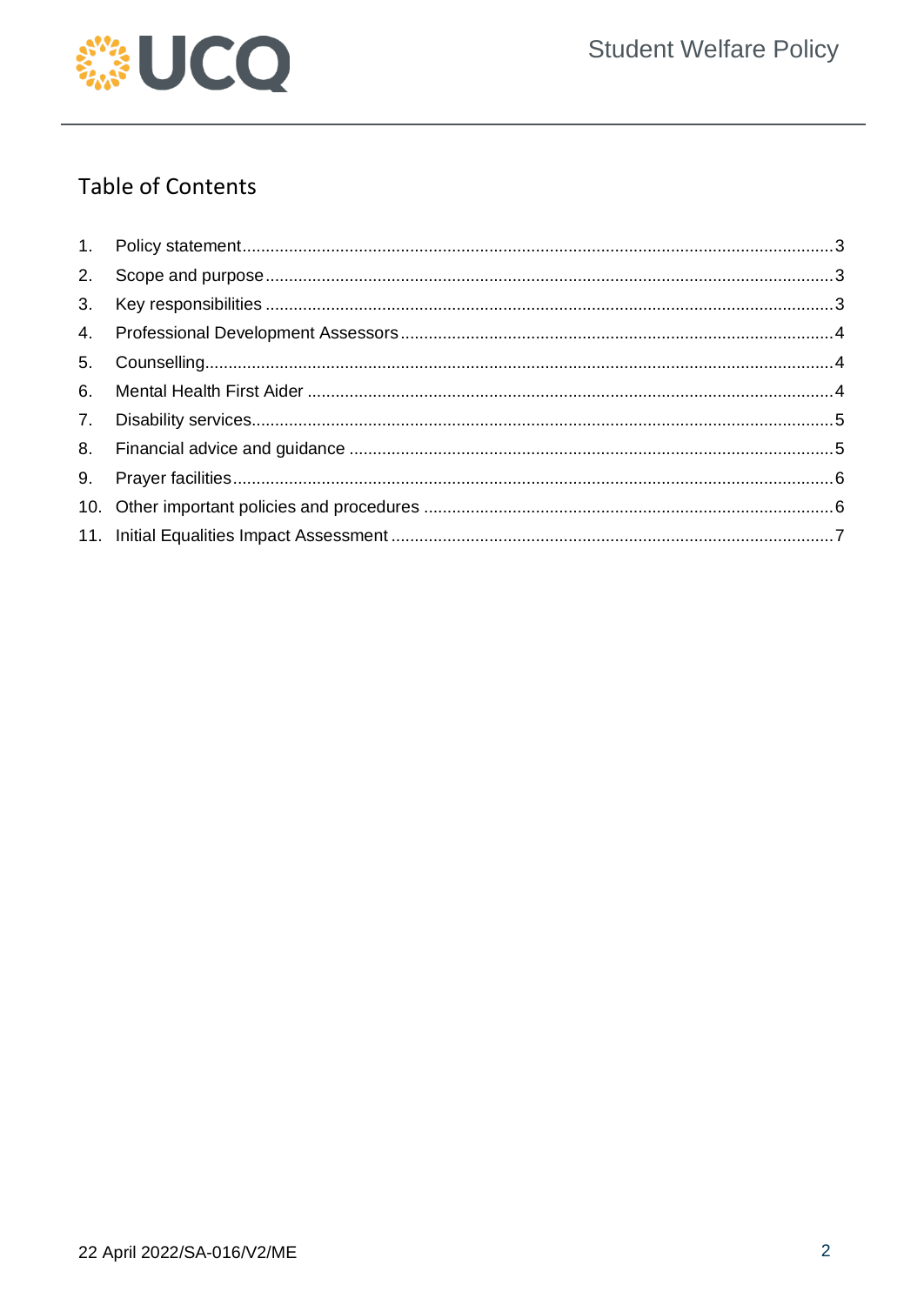# Table of Contents

1. Policy statement ........................................................................ 3
2. Scope and purpose ...................................................................... 3
3. Key responsibilities ..................................................................... 3
4. Professional Development Assessors ........................................... 4
5. Counselling .................................................................................. 4
6. Mental Health First Aider ............................................................. 4
7. Disability services ........................................................................ 5
8. Financial advice and guidance ..................................................... 5
9. Prayer facilities ............................................................................. 6
10. Other important policies and procedures ..................................... 6
11. Initial Equalities Impact Assessment ............................................ 7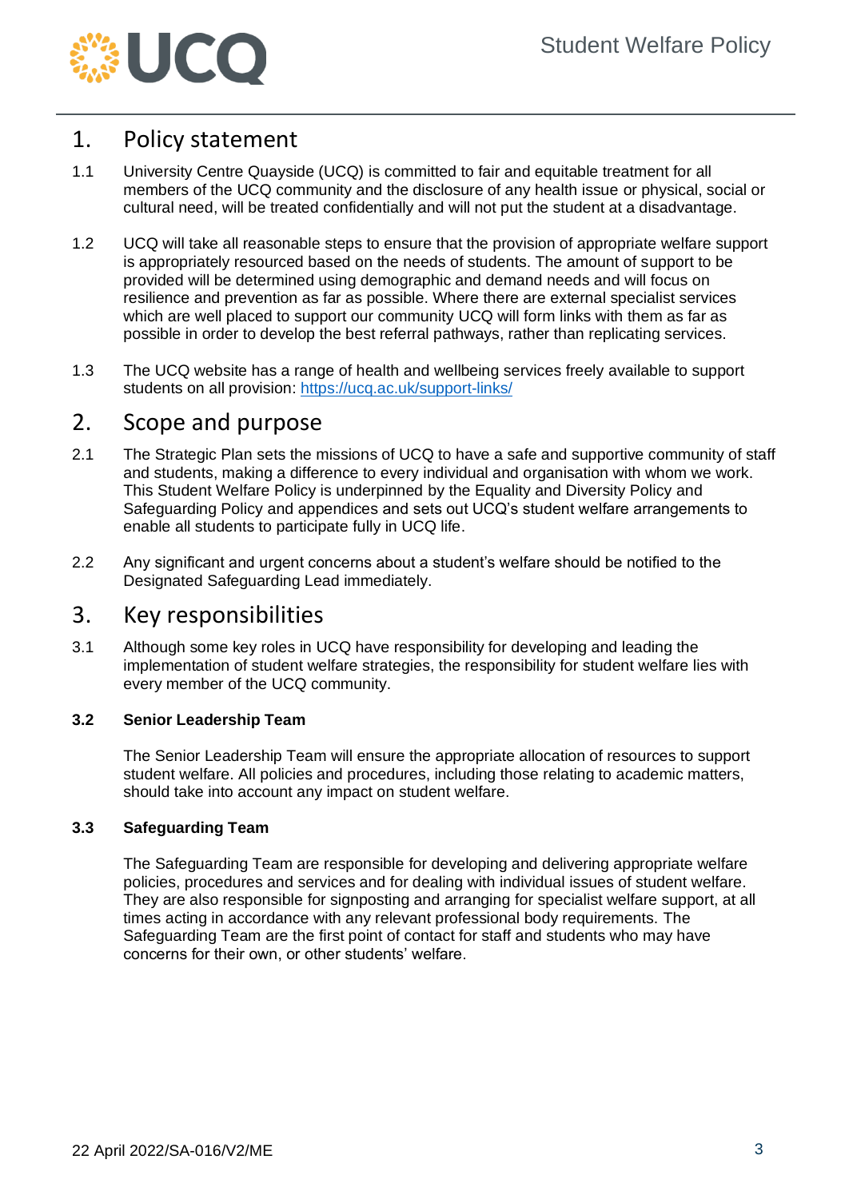## 1. Policy statement

1.1 University Centre Quayside (UCQ) is committed to fair and equitable treatment for all members of the UCQ community and the disclosure of any health issue or physical, social or cultural need, will be treated confidentially and will not put the student at a disadvantage.

1.2 UCQ will take all reasonable steps to ensure that the provision of appropriate welfare support is appropriately resourced based on the needs of students. The amount of support to be provided will be determined using demographic and demand needs and will focus on resilience and prevention as far as possible. Where there are external specialist services which are well placed to support our community UCQ will form links with them as far as possible in order to develop the best referral pathways, rather than replicating services.

1.3 The UCQ website has a range of health and wellbeing services freely available to support students on all provision: [https://ucq.ac.uk/support-links/](https://ucq.ac.uk/support-links/)

## 2. Scope and purpose

2.1 The Strategic Plan sets the missions of UCQ to have a safe and supportive community of staff and students, making a difference to every individual and organisation with whom we work. This Student Welfare Policy is underpinned by the Equality and Diversity Policy and Safeguarding Policy and appendices and sets out UCQ's student welfare arrangements to enable all students to participate fully in UCQ life.

2.2 Any significant and urgent concerns about a student's welfare should be notified to the Designated Safeguarding Lead immediately.

## 3. Key responsibilities

3.1 Although some key roles in UCQ have responsibility for developing and leading the implementation of student welfare strategies, the responsibility for student welfare lies with every member of the UCQ community.

**3.2 Senior Leadership Team**

The Senior Leadership Team will ensure the appropriate allocation of resources to support student welfare. All policies and procedures, including those relating to academic matters, should take into account any impact on student welfare.

**3.3 Safeguarding Team**

The Safeguarding Team are responsible for developing and delivering appropriate welfare policies, procedures and services and for dealing with individual issues of student welfare. They are also responsible for signposting and arranging for specialist welfare support, at all times acting in accordance with any relevant professional body requirements. The Safeguarding Team are the first point of contact for staff and students who may have concerns for their own, or other students' welfare.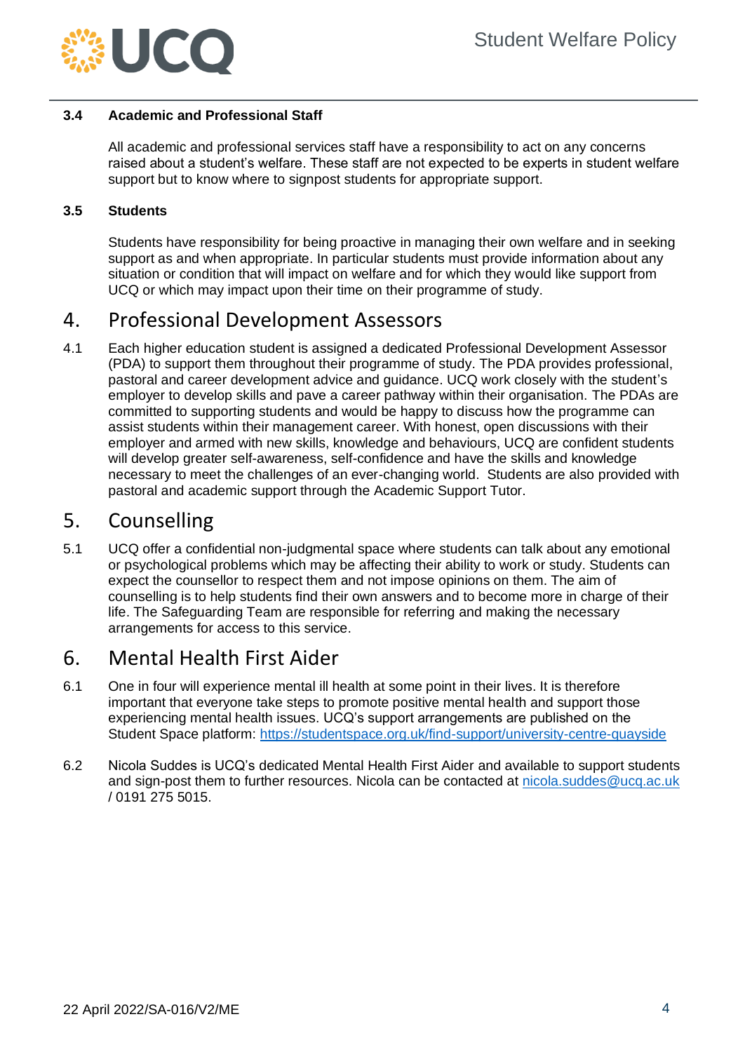### 3.4 Academic and Professional Staff

All academic and professional services staff have a responsibility to act on any concerns raised about a student's welfare. These staff are not expected to be experts in student welfare support but to know where to signpost students for appropriate support.

### 3.5 Students

Students have responsibility for being proactive in managing their own welfare and in seeking support as and when appropriate. In particular students must provide information about any situation or condition that will impact on welfare and for which they would like support from UCQ or which may impact upon their time on their programme of study.

## 4. Professional Development Assessors

4.1 Each higher education student is assigned a dedicated Professional Development Assessor (PDA) to support them throughout their programme of study. The PDA provides professional, pastoral and career development advice and guidance. UCQ work closely with the student's employer to develop skills and pave a career pathway within their organisation. The PDAs are committed to supporting students and would be happy to discuss how the programme can assist students within their management career. With honest, open discussions with their employer and armed with new skills, knowledge and behaviours, UCQ are confident students will develop greater self-awareness, self-confidence and have the skills and knowledge necessary to meet the challenges of an ever-changing world. Students are also provided with pastoral and academic support through the Academic Support Tutor.

## 5. Counselling

5.1 UCQ offer a confidential non-judgmental space where students can talk about any emotional or psychological problems which may be affecting their ability to work or study. Students can expect the counsellor to respect them and not impose opinions on them. The aim of counselling is to help students find their own answers and to become more in charge of their life. The Safeguarding Team are responsible for referring and making the necessary arrangements for access to this service.

## 6. Mental Health First Aider

6.1 One in four will experience mental ill health at some point in their lives. It is therefore important that everyone take steps to promote positive mental health and support those experiencing mental health issues. UCQ's support arrangements are published on the Student Space platform: https://studentspace.org.uk/find-support/university-centre-quayside

6.2 Nicola Suddes is UCQ's dedicated Mental Health First Aider and available to support students and sign-post them to further resources. Nicola can be contacted at nicola.suddes@ucq.ac.uk / 0191 275 5015.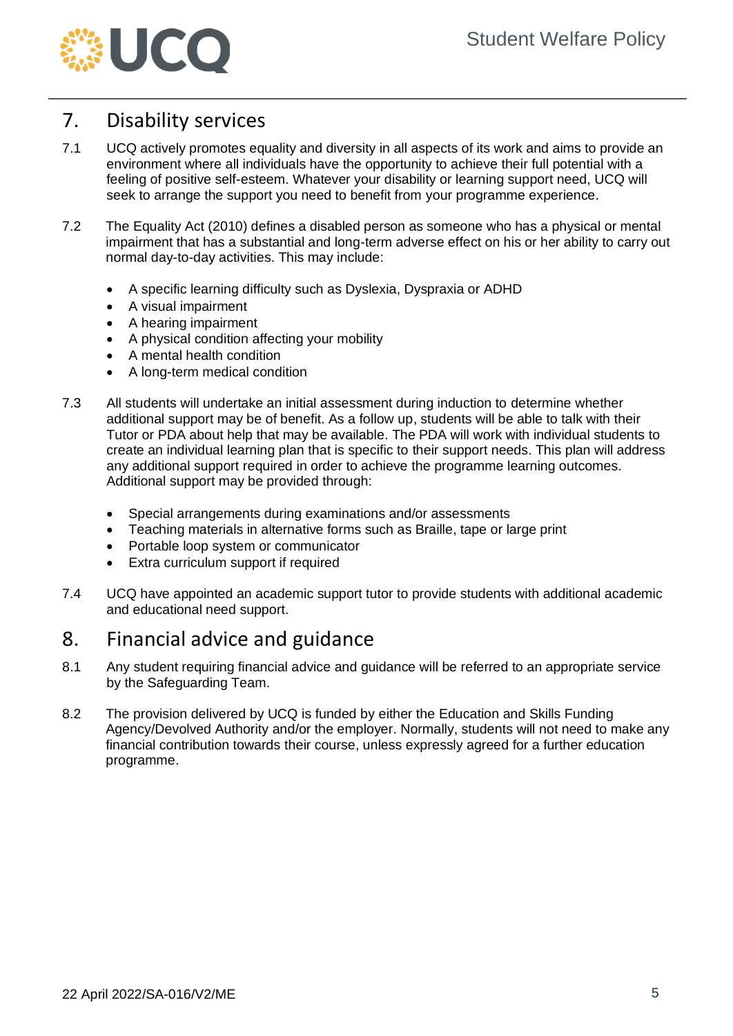## 7. Disability services

7.1 UCQ actively promotes equality and diversity in all aspects of its work and aims to provide an environment where all individuals have the opportunity to achieve their full potential with a feeling of positive self-esteem. Whatever your disability or learning support need, UCQ will seek to arrange the support you need to benefit from your programme experience.

7.2 The Equality Act (2010) defines a disabled person as someone who has a physical or mental impairment that has a substantial and long-term adverse effect on his or her ability to carry out normal day-to-day activities. This may include:

- A specific learning difficulty such as Dyslexia, Dyspraxia or ADHD
- A visual impairment
- A hearing impairment
- A physical condition affecting your mobility
- A mental health condition
- A long-term medical condition

7.3 All students will undertake an initial assessment during induction to determine whether additional support may be of benefit. As a follow up, students will be able to talk with their Tutor or PDA about help that may be available. The PDA will work with individual students to create an individual learning plan that is specific to their support needs. This plan will address any additional support required in order to achieve the programme learning outcomes. Additional support may be provided through:

- Special arrangements during examinations and/or assessments
- Teaching materials in alternative forms such as Braille, tape or large print
- Portable loop system or communicator
- Extra curriculum support if required

7.4 UCQ have appointed an academic support tutor to provide students with additional academic and educational need support.

## 8. Financial advice and guidance

8.1 Any student requiring financial advice and guidance will be referred to an appropriate service by the Safeguarding Team.

8.2 The provision delivered by UCQ is funded by either the Education and Skills Funding Agency/Devolved Authority and/or the employer. Normally, students will not need to make any financial contribution towards their course, unless expressly agreed for a further education programme.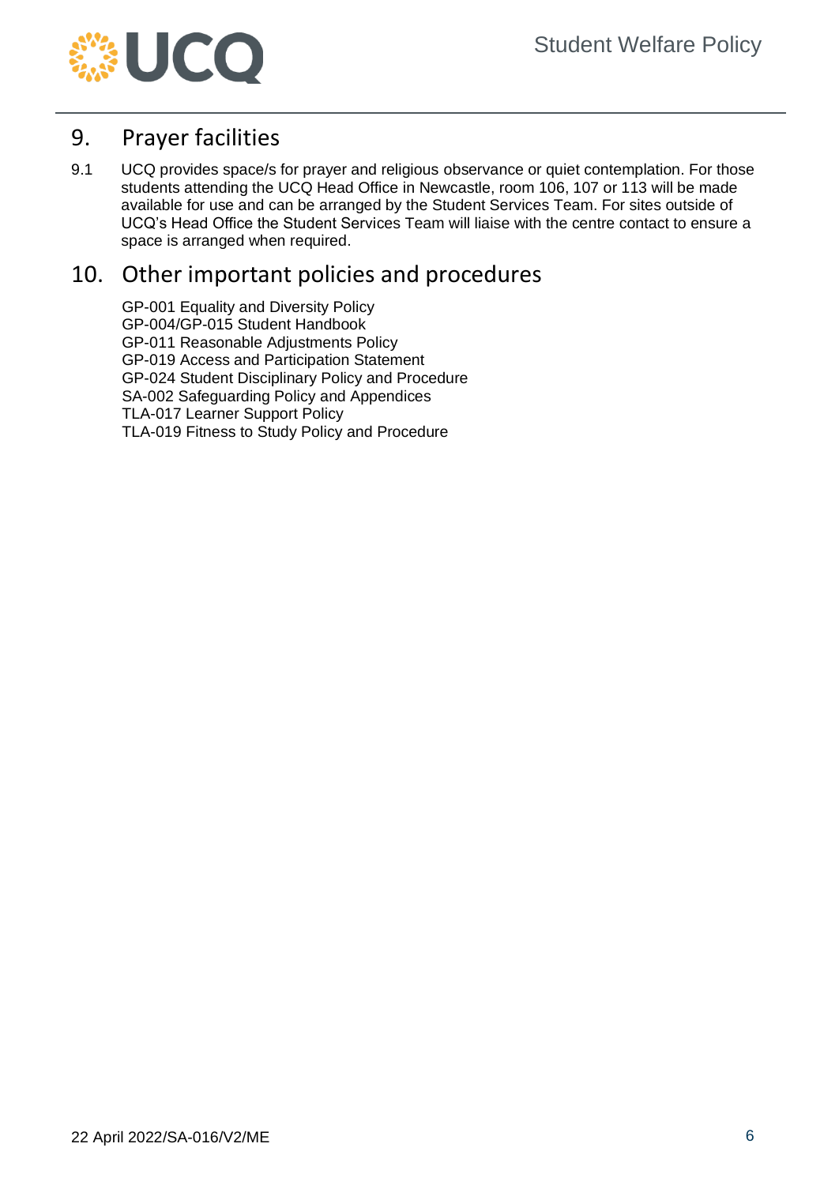## 9. Prayer facilities

9.1 UCQ provides space/s for prayer and religious observance or quiet contemplation. For those students attending the UCQ Head Office in Newcastle, room 106, 107 or 113 will be made available for use and can be arranged by the Student Services Team. For sites outside of UCQ's Head Office the Student Services Team will liaise with the centre contact to ensure a space is arranged when required.

## 10. Other important policies and procedures

GP-001 Equality and Diversity Policy
GP-004/GP-015 Student Handbook
GP-011 Reasonable Adjustments Policy
GP-019 Access and Participation Statement
GP-024 Student Disciplinary Policy and Procedure
SA-002 Safeguarding Policy and Appendices
TLA-017 Learner Support Policy
TLA-019 Fitness to Study Policy and Procedure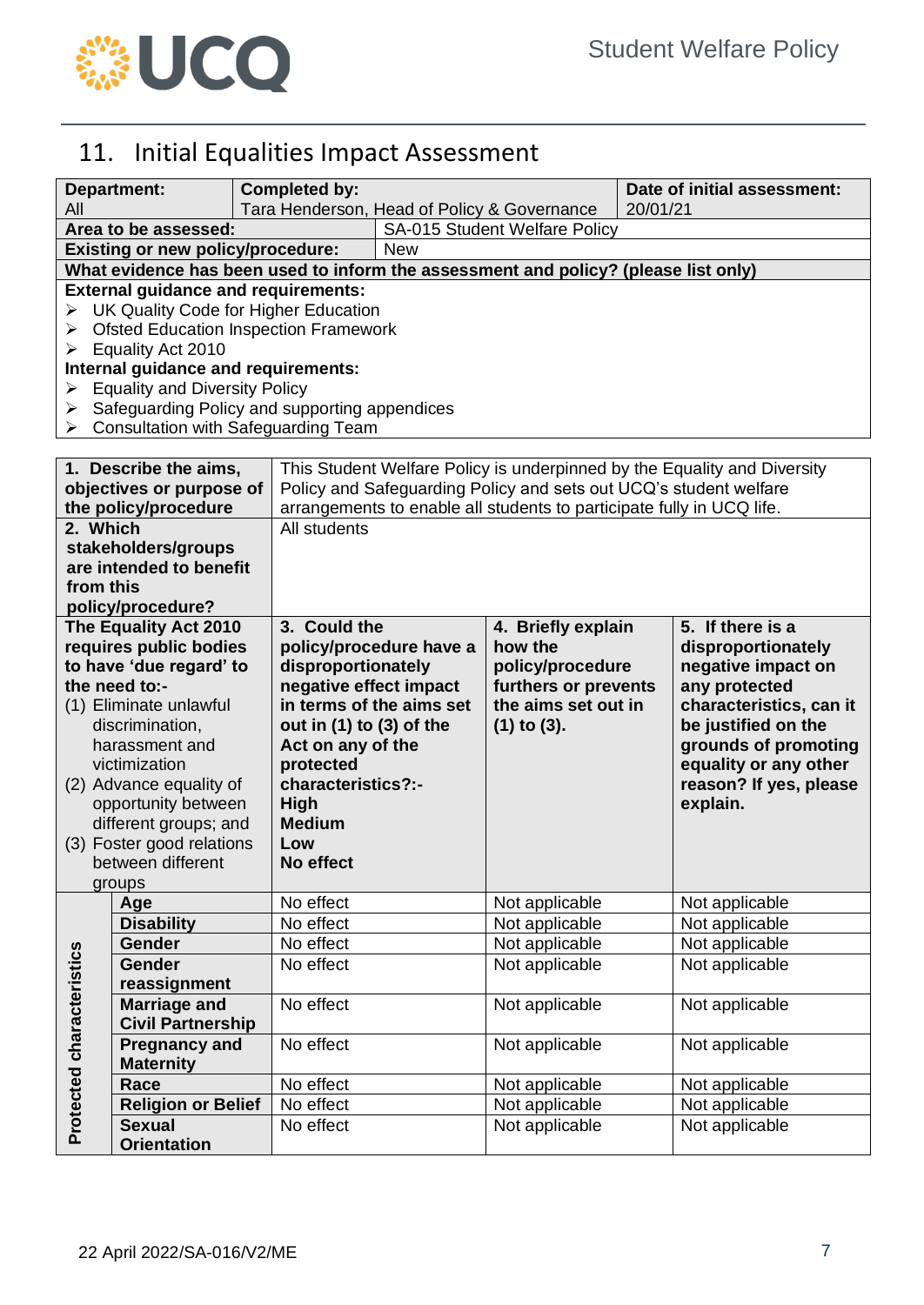## 11. Initial Equalities Impact Assessment

| Department: | Completed by: | Date of initial assessment: |
|---|---|---|
| All | Tara Henderson, Head of Policy & Governance | 20/01/21 |

| | |
|---|---|
| **Area to be assessed:** | SA-015 Student Welfare Policy |
| **Existing or new policy/procedure:** | New |

**What evidence has been used to inform the assessment and policy? (please list only)**

**External guidance and requirements:**

- UK Quality Code for Higher Education
- Ofsted Education Inspection Framework
- Equality Act 2010

**Internal guidance and requirements:**

- Equality and Diversity Policy
- Safeguarding Policy and supporting appendices
- Consultation with Safeguarding Team

| | |
|---|---|
| **1. Describe the aims, objectives or purpose of the policy/procedure** | This Student Welfare Policy is underpinned by the Equality and Diversity Policy and Safeguarding Policy and sets out UCQ's student welfare arrangements to enable all students to participate fully in UCQ life. |
| **2. Which stakeholders/groups are intended to benefit from this policy/procedure?** | All students |

| **The Equality Act 2010 requires public bodies to have 'due regard' to the need to:-** (1) Eliminate unlawful discrimination, harassment and victimization (2) Advance equality of opportunity between different groups; and (3) Foster good relations between different groups | | **3. Could the policy/procedure have a disproportionately negative effect impact in terms of the aims set out in (1) to (3) of the Act on any of the protected characteristics?:- High Medium Low No effect** | **4. Briefly explain how the policy/procedure furthers or prevents the aims set out in (1) to (3).** | **5. If there is a disproportionately negative impact on any protected characteristics, can it be justified on the grounds of promoting equality or any other reason? If yes, please explain.** |
|---|---|---|---|---|
| **Protected characteristics** | **Age** | No effect | Not applicable | Not applicable |
| | **Disability** | No effect | Not applicable | Not applicable |
| | **Gender** | No effect | Not applicable | Not applicable |
| | **Gender reassignment** | No effect | Not applicable | Not applicable |
| | **Marriage and Civil Partnership** | No effect | Not applicable | Not applicable |
| | **Pregnancy and Maternity** | No effect | Not applicable | Not applicable |
| | **Race** | No effect | Not applicable | Not applicable |
| | **Religion or Belief** | No effect | Not applicable | Not applicable |
| | **Sexual Orientation** | No effect | Not applicable | Not applicable |

22 April 2022/SA-016/V2/ME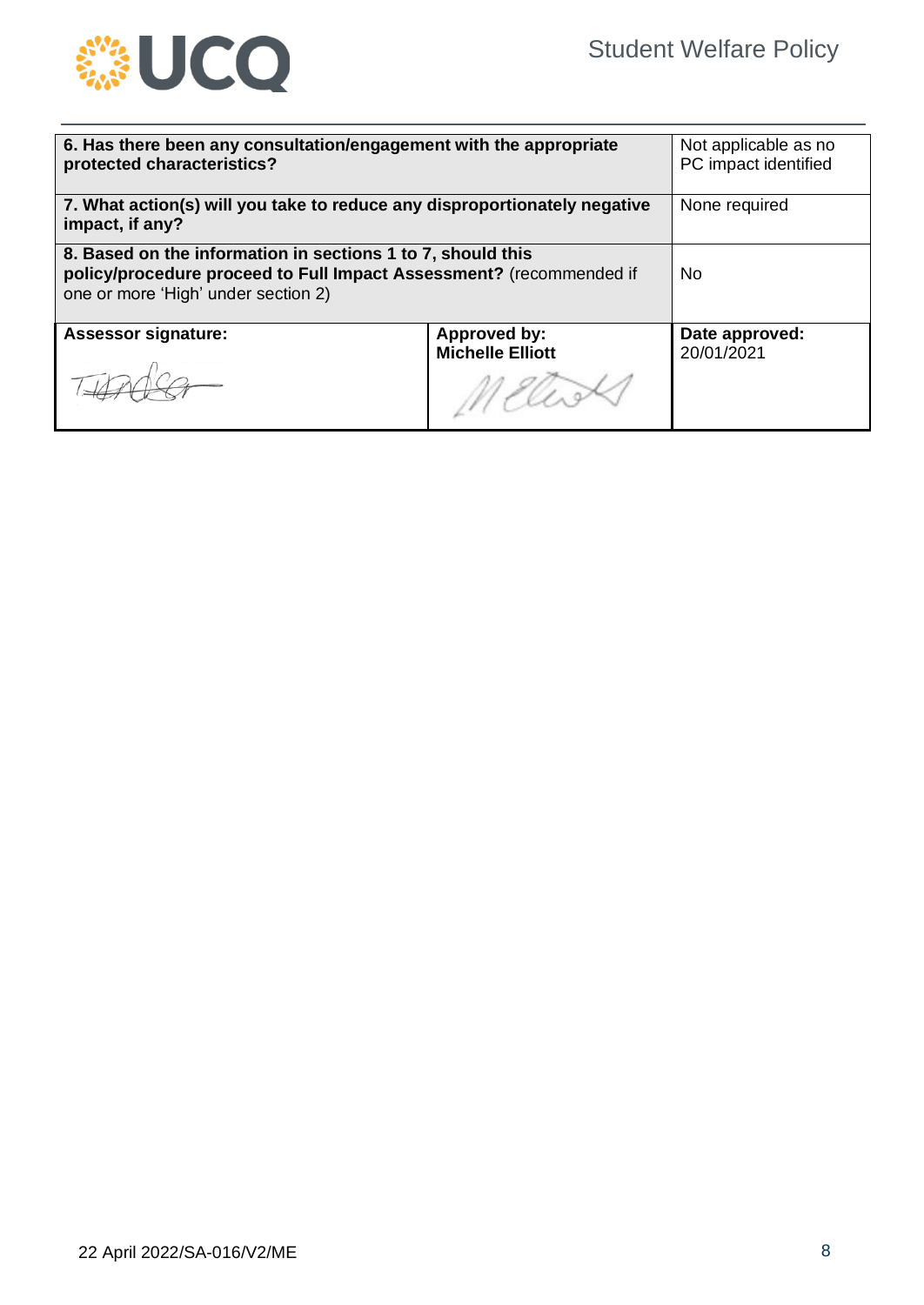| | | |
|---|---|---|
| **6. Has there been any consultation/engagement with the appropriate protected characteristics?** | | Not applicable as no PC impact identified |
| **7. What action(s) will you take to reduce any disproportionately negative impact, if any?** | | None required |
| **8. Based on the information in sections 1 to 7, should this policy/procedure proceed to Full Impact Assessment?** (recommended if one or more 'High' under section 2) | | No |
| **Assessor signature:** | **Approved by:** **Michelle Elliott** | **Date approved:** 20/01/2021 |

22 April 2022/SA-016/V2/ME